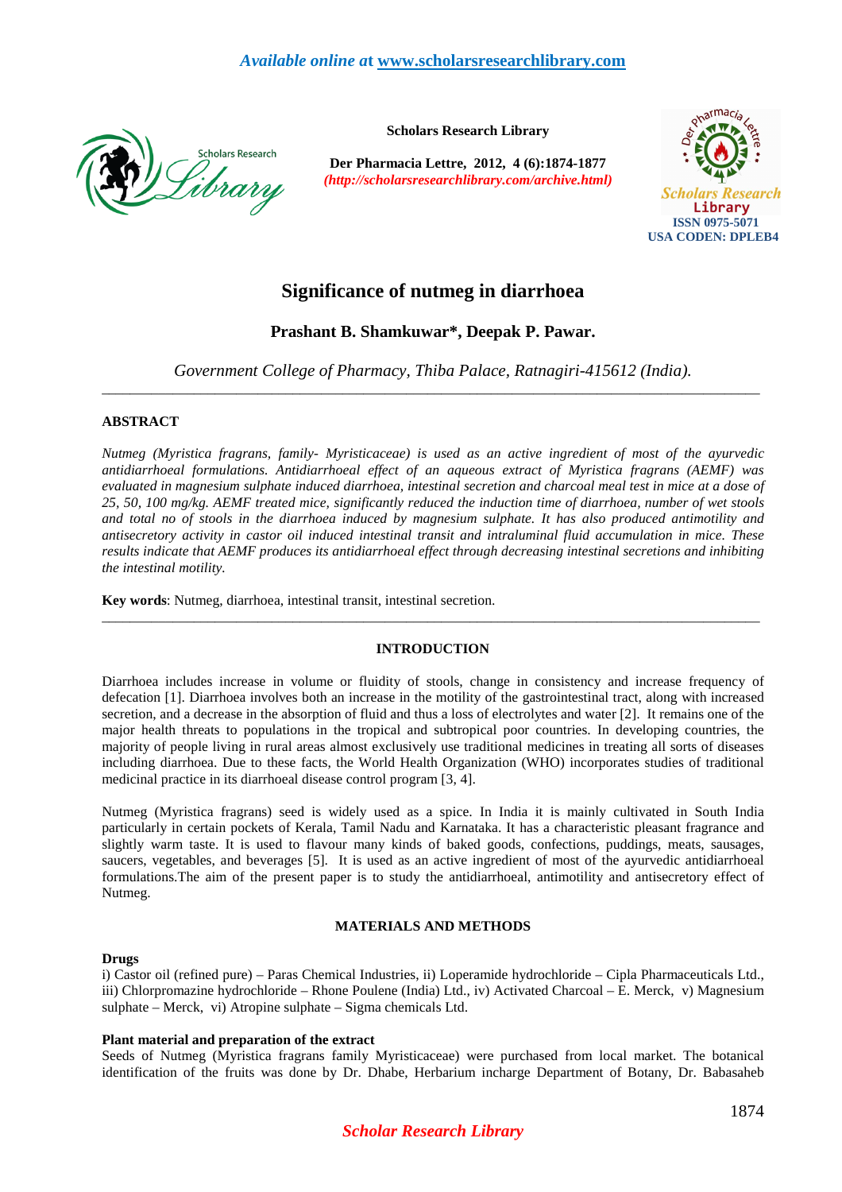# Significance of nutmeg in diarrhoea

## Prashant B. Shamkuwar*, Deepak P. Pawar.

*Government College of Pharmacy, Thiba Palace, Ratnagiri-415612 (India).*

---

### ABSTRACT

*Nutmeg (Myristica fragrans, family- Myristicaceae) is used as an active ingredient of most of the ayurvedic antidiarrhoeal formulations. Antidiarrhoeal effect of an aqueous extract of Myristica fragrans (AEMF) was evaluated in magnesium sulphate induced diarrhoea, intestinal secretion and charcoal meal test in mice at a dose of 25, 50, 100 mg/kg. AEMF treated mice, significantly reduced the induction time of diarrhoea, number of wet stools and total no of stools in the diarrhoea induced by magnesium sulphate. It has also produced antimotility and antisecretory activity in castor oil induced intestinal transit and intraluminal fluid accumulation in mice. These results indicate that AEMF produces its antidiarrhoeal effect through decreasing intestinal secretions and inhibiting the intestinal motility.*

**Key words**: Nutmeg, diarrhoea, intestinal transit, intestinal secretion.

---

### INTRODUCTION

Diarrhoea includes increase in volume or fluidity of stools, change in consistency and increase frequency of defecation [1]. Diarrhoea involves both an increase in the motility of the gastrointestinal tract, along with increased secretion, and a decrease in the absorption of fluid and thus a loss of electrolytes and water [2]. It remains one of the major health threats to populations in the tropical and subtropical poor countries. In developing countries, the majority of people living in rural areas almost exclusively use traditional medicines in treating all sorts of diseases including diarrhoea. Due to these facts, the World Health Organization (WHO) incorporates studies of traditional medicinal practice in its diarrhoeal disease control program [3, 4].

Nutmeg (Myristica fragrans) seed is widely used as a spice. In India it is mainly cultivated in South India particularly in certain pockets of Kerala, Tamil Nadu and Karnataka. It has a characteristic pleasant fragrance and slightly warm taste. It is used to flavour many kinds of baked goods, confections, puddings, meats, sausages, saucers, vegetables, and beverages [5]. It is used as an active ingredient of most of the ayurvedic antidiarrhoeal formulations.The aim of the present paper is to study the antidiarrhoeal, antimotility and antisecretory effect of Nutmeg.

### MATERIALS AND METHODS

**Drugs**

i) Castor oil (refined pure) – Paras Chemical Industries, ii) Loperamide hydrochloride – Cipla Pharmaceuticals Ltd., iii) Chlorpromazine hydrochloride – Rhone Poulene (India) Ltd., iv) Activated Charcoal – E. Merck, v) Magnesium sulphate – Merck, vi) Atropine sulphate – Sigma chemicals Ltd.

**Plant material and preparation of the extract**

Seeds of Nutmeg (Myristica fragrans family Myristicaceae) were purchased from local market. The botanical identification of the fruits was done by Dr. Dhabe, Herbarium incharge Department of Botany, Dr. Babasaheb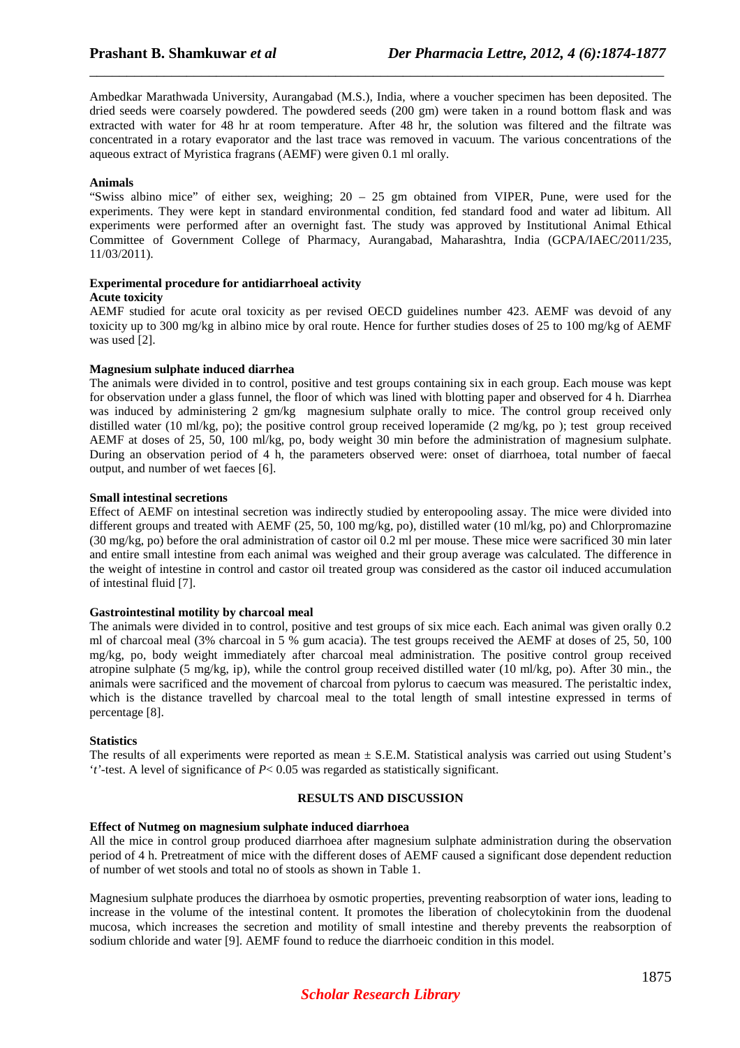Ambedkar Marathwada University, Aurangabad (M.S.), India, where a voucher specimen has been deposited. The dried seeds were coarsely powdered. The powdered seeds (200 gm) were taken in a round bottom flask and was extracted with water for 48 hr at room temperature. After 48 hr, the solution was filtered and the filtrate was concentrated in a rotary evaporator and the last trace was removed in vacuum. The various concentrations of the aqueous extract of Myristica fragrans (AEMF) were given 0.1 ml orally.

**Animals**

"Swiss albino mice" of either sex, weighing; 20 – 25 gm obtained from VIPER, Pune, were used for the experiments. They were kept in standard environmental condition, fed standard food and water ad libitum. All experiments were performed after an overnight fast. The study was approved by Institutional Animal Ethical Committee of Government College of Pharmacy, Aurangabad, Maharashtra, India (GCPA/IAEC/2011/235, 11/03/2011).

**Experimental procedure for antidiarrhoeal activity**

**Acute toxicity**

AEMF studied for acute oral toxicity as per revised OECD guidelines number 423. AEMF was devoid of any toxicity up to 300 mg/kg in albino mice by oral route. Hence for further studies doses of 25 to 100 mg/kg of AEMF was used [2].

**Magnesium sulphate induced diarrhea**

The animals were divided in to control, positive and test groups containing six in each group. Each mouse was kept for observation under a glass funnel, the floor of which was lined with blotting paper and observed for 4 h. Diarrhea was induced by administering 2 gm/kg magnesium sulphate orally to mice. The control group received only distilled water (10 ml/kg, po); the positive control group received loperamide (2 mg/kg, po ); test group received AEMF at doses of 25, 50, 100 ml/kg, po, body weight 30 min before the administration of magnesium sulphate. During an observation period of 4 h, the parameters observed were: onset of diarrhoea, total number of faecal output, and number of wet faeces [6].

**Small intestinal secretions**

Effect of AEMF on intestinal secretion was indirectly studied by enteropooling assay. The mice were divided into different groups and treated with AEMF (25, 50, 100 mg/kg, po), distilled water (10 ml/kg, po) and Chlorpromazine (30 mg/kg, po) before the oral administration of castor oil 0.2 ml per mouse. These mice were sacrificed 30 min later and entire small intestine from each animal was weighed and their group average was calculated. The difference in the weight of intestine in control and castor oil treated group was considered as the castor oil induced accumulation of intestinal fluid [7].

**Gastrointestinal motility by charcoal meal**

The animals were divided in to control, positive and test groups of six mice each. Each animal was given orally 0.2 ml of charcoal meal (3% charcoal in 5 % gum acacia). The test groups received the AEMF at doses of 25, 50, 100 mg/kg, po, body weight immediately after charcoal meal administration. The positive control group received atropine sulphate (5 mg/kg, ip), while the control group received distilled water (10 ml/kg, po). After 30 min., the animals were sacrificed and the movement of charcoal from pylorus to caecum was measured. The peristaltic index, which is the distance travelled by charcoal meal to the total length of small intestine expressed in terms of percentage [8].

**Statistics**

The results of all experiments were reported as mean ± S.E.M. Statistical analysis was carried out using Student's '*t*'-test. A level of significance of $P < 0.05$ was regarded as statistically significant.

## RESULTS AND DISCUSSION

**Effect of Nutmeg on magnesium sulphate induced diarrhoea**

All the mice in control group produced diarrhoea after magnesium sulphate administration during the observation period of 4 h. Pretreatment of mice with the different doses of AEMF caused a significant dose dependent reduction of number of wet stools and total no of stools as shown in Table 1.

Magnesium sulphate produces the diarrhoea by osmotic properties, preventing reabsorption of water ions, leading to increase in the volume of the intestinal content. It promotes the liberation of cholecytokinin from the duodenal mucosa, which increases the secretion and motility of small intestine and thereby prevents the reabsorption of sodium chloride and water [9]. AEMF found to reduce the diarrhoeic condition in this model.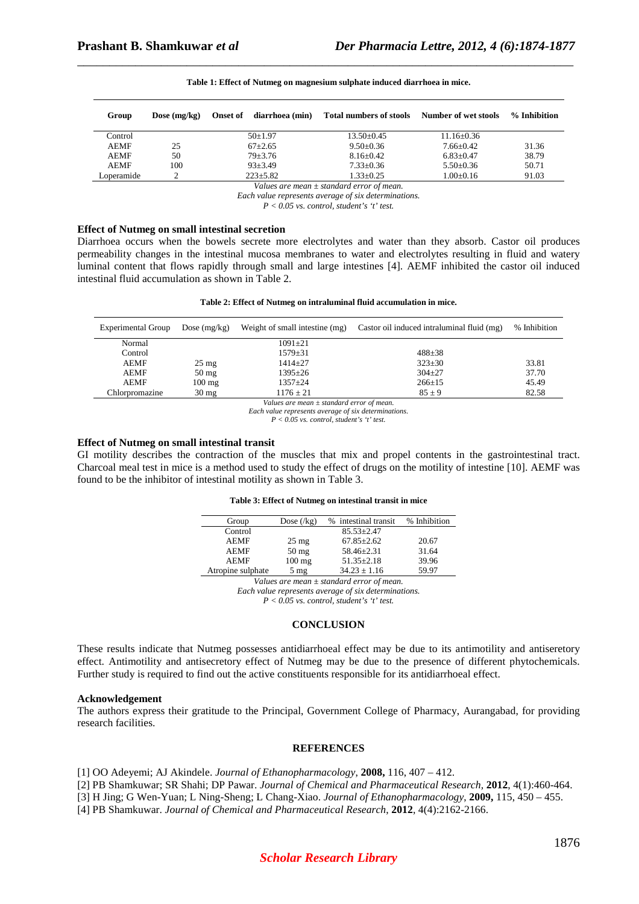**Table 1: Effect of Nutmeg on magnesium sulphate induced diarrhoea in mice.**

| Group | Dose (mg/kg) | Onset of diarrhoea (min) | Total numbers of stools | Number of wet stools | % Inhibition |
|---|---|---|---|---|---|
| Control | | 50±1.97 | 13.50±0.45 | 11.16±0.36 | |
| AEMF | 25 | 67±2.65 | 9.50±0.36 | 7.66±0.42 | 31.36 |
| AEMF | 50 | 79±3.76 | 8.16±0.42 | 6.83±0.47 | 38.79 |
| AEMF | 100 | 93±3.49 | 7.33±0.36 | 5.50±0.36 | 50.71 |
| Loperamide | 2 | 223±5.82 | 1.33±0.25 | 1.00±0.16 | 91.03 |

*Values are mean ± standard error of mean.*
*Each value represents average of six determinations.*
*$P < 0.05$ vs. control, student's 't' test.*

**Effect of Nutmeg on small intestinal secretion**

Diarrhoea occurs when the bowels secrete more electrolytes and water than they absorb. Castor oil produces permeability changes in the intestinal mucosa membranes to water and electrolytes resulting in fluid and watery luminal content that flows rapidly through small and large intestines [4]. AEMF inhibited the castor oil induced intestinal fluid accumulation as shown in Table 2.

**Table 2: Effect of Nutmeg on intraluminal fluid accumulation in mice.**

| Experimental Group | Dose (mg/kg) | Weight of small intestine (mg) | Castor oil induced intraluminal fluid (mg) | % Inhibition |
|---|---|---|---|---|
| Normal | | 1091±21 | | |
| Control | | 1579±31 | 488±38 | |
| AEMF | 25 mg | 1414±27 | 323±30 | 33.81 |
| AEMF | 50 mg | 1395±26 | 304±27 | 37.70 |
| AEMF | 100 mg | 1357±24 | 266±15 | 45.49 |
| Chlorpromazine | 30 mg | 1176 ± 21 | 85 ± 9 | 82.58 |

*Values are mean ± standard error of mean.*
*Each value represents average of six determinations.*
*$P < 0.05$ vs. control, student's 't' test.*

**Effect of Nutmeg on small intestinal transit**

GI motility describes the contraction of the muscles that mix and propel contents in the gastrointestinal tract. Charcoal meal test in mice is a method used to study the effect of drugs on the motility of intestine [10]. AEMF was found to be the inhibitor of intestinal motility as shown in Table 3.

**Table 3: Effect of Nutmeg on intestinal transit in mice**

| Group | Dose (/kg) | % intestinal transit | % Inhibition |
|---|---|---|---|
| Control | | 85.53±2.47 | |
| AEMF | 25 mg | 67.85±2.62 | 20.67 |
| AEMF | 50 mg | 58.46±2.31 | 31.64 |
| AEMF | 100 mg | 51.35±2.18 | 39.96 |
| Atropine sulphate | 5 mg | 34.23 ± 1.16 | 59.97 |

*Values are mean ± standard error of mean.*
*Each value represents average of six determinations.*
*$P < 0.05$ vs. control, student's 't' test.*

## CONCLUSION

These results indicate that Nutmeg possesses antidiarrhoeal effect may be due to its antimotility and antiseretory effect. Antimotility and antisecretory effect of Nutmeg may be due to the presence of different phytochemicals. Further study is required to find out the active constituents responsible for its antidiarrhoeal effect.

**Acknowledgement**

The authors express their gratitude to the Principal, Government College of Pharmacy, Aurangabad, for providing research facilities.

## REFERENCES

[1] OO Adeyemi; AJ Akindele. *Journal of Ethanopharmacology,* **2008,** 116, 407 – 412.
[2] PB Shamkuwar; SR Shahi; DP Pawar. *Journal of Chemical and Pharmaceutical Research,* **2012**, 4(1):460-464.
[3] H Jing; G Wen-Yuan; L Ning-Sheng; L Chang-Xiao. *Journal of Ethanopharmacology,* **2009,** 115, 450 – 455.
[4] PB Shamkuwar. *Journal of Chemical and Pharmaceutical Research*, **2012**, 4(4):2162-2166.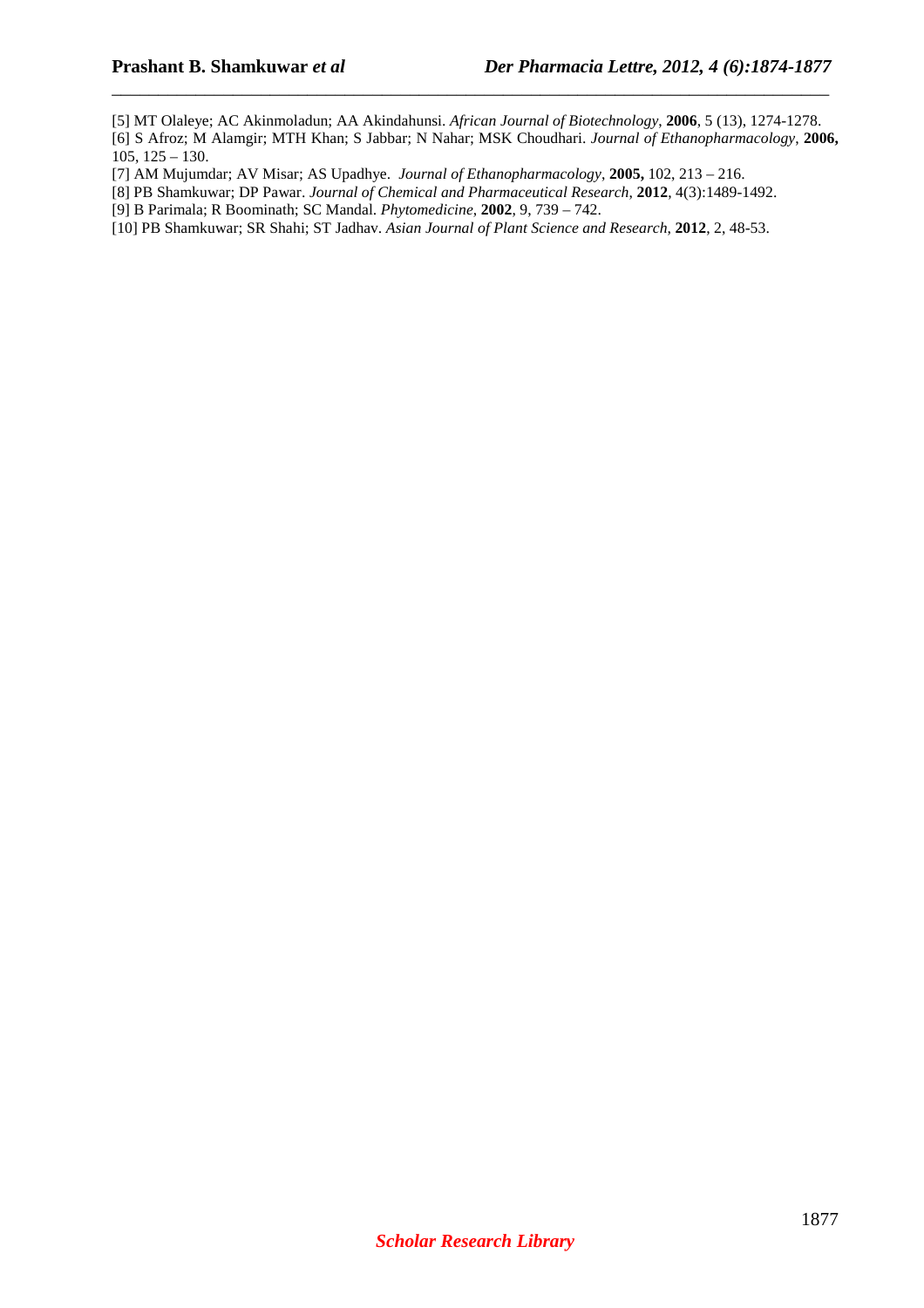[5] MT Olaleye; AC Akinmoladun; AA Akindahunsi. *African Journal of Biotechnology*, **2006**, 5 (13), 1274-1278.

[6] S Afroz; M Alamgir; MTH Khan; S Jabbar; N Nahar; MSK Choudhari. *Journal of Ethanopharmacology*, **2006,** 105, 125 – 130.

[7] AM Mujumdar; AV Misar; AS Upadhye. *Journal of Ethanopharmacology*, **2005,** 102, 213 – 216.

[8] PB Shamkuwar; DP Pawar. *Journal of Chemical and Pharmaceutical Research*, **2012**, 4(3):1489-1492.

[9] B Parimala; R Boominath; SC Mandal. *Phytomedicine*, **2002**, 9, 739 – 742.

[10] PB Shamkuwar; SR Shahi; ST Jadhav. *Asian Journal of Plant Science and Research*, **2012**, 2, 48-53.